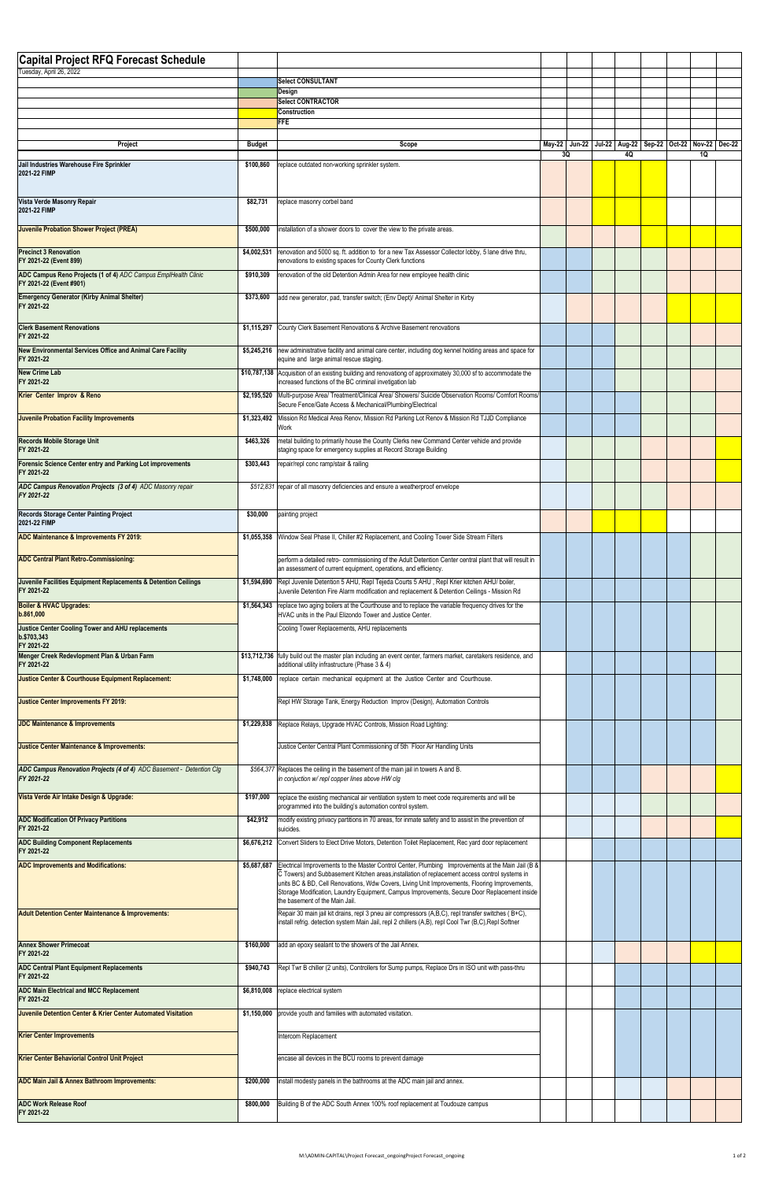# Capital Project RFQ Forecast Schedule

Tuesday, April 26, 2022

Legend:
- Select CONSULTANT
- Design
- Select CONTRACTOR
- Construction
- FFE

| Project | Budget | Scope | May-22 | Jun-22 | Jul-22 | Aug-22 | Sep-22 | Oct-22 | Nov-22 | Dec-22 |
|---|---|---|---|---|---|---|---|---|---|---|
| | | | 3Q | | | 4Q | | | 1Q | |
| **Jail Industries Warehouse Fire Sprinkler 2021-22 FIMP** | **$100,860** | replace outdated non-working sprinkler system. | | | | | | | | |
| **Vista Verde Masonry Repair 2021-22 FIMP** | **$82,731** | replace masonry corbel band | | | | | | | | |
| **Juvenile Probation Shower Project (PREA)** | **$500,000** | installation of a shower doors to cover the view to the private areas. | | | | | | | | |
| **Precinct 3 Renovation FY 2021-22 (Event 899)** | **$4,002,531** | renovation and 5000 sq. ft. addition to for a new Tax Assessor Collector lobby, 5 lane drive thru, renovations to existing spaces for County Clerk functions | | | | | | | | |
| **ADC Campus Reno Projects (1 of 4)** *ADC Campus EmplHealth Clinic* **FY 2021-22 (Event #901)** | **$910,309** | renovation of the old Detention Admin Area for new employee health clinic | | | | | | | | |
| **Emergency Generator (Kirby Animal Shelter) FY 2021-22** | **$373,600** | add new generator, pad, transfer switch; (Env Dept)/ Animal Shelter in Kirby | | | | | | | | |
| **Clerk Basement Renovations FY 2021-22** | **$1,115,297** | County Clerk Basement Renovations & Archive Basement renovations | | | | | | | | |
| **New Environmental Services Office and Animal Care Facility FY 2021-22** | **$5,245,216** | new administrative facility and animal care center, including dog kennel holding areas and space for equine and large animal rescue staging. | | | | | | | | |
| **New Crime Lab FY 2021-22** | **$10,787,138** | Acquisition of an existing building and renovationg of approximately 30,000 sf to accommodate the increased functions of the BC criminal invetigation lab | | | | | | | | |
| **Krier Center Improv & Reno** | **$2,195,520** | Multi-purpose Area/ Treatment/Clinical Area/ Showers/ Suicide Observation Rooms/ Comfort Rooms/ Secure Fence/Gate Access & Mechanical/Plumbing/Electrical | | | | | | | | |
| **Juvenile Probation Facility Improvements** | **$1,323,492** | Mission Rd Medical Area Renov, Mission Rd Parking Lot Renov & Mission Rd TJJD Compliance Work | | | | | | | | |
| **Records Mobile Storage Unit FY 2021-22** | **$463,326** | metal building to primarily house the County Clerks new Command Center vehicle and provide staging space for emergency supplies at Record Storage Building | | | | | | | | |
| **Forensic Science Center entry and Parking Lot improvements FY 2021-22** | **$303,443** | repair/repl conc ramp/stair & railing | | | | | | | | |
| ***ADC Campus Renovation Projects (3 of 4)*** *ADC Masonry repair* ***FY 2021-22*** | *$512,831* | repair of all masonry deficiencies and ensure a weatherproof envelope | | | | | | | | |
| **Records Storage Center Painting Project 2021-22 FIMP** | **$30,000** | painting project | | | | | | | | |
| **ADC Maintenance & Improvements FY 2019:** | **$1,055,358** | Window Seal Phase II, Chiller #2 Replacement, and Cooling Tower Side Stream Filters | | | | | | | | |
| **ADC Central Plant Retro-Commissioning:** | | perform a detailed retro- commissioning of the Adult Detention Center central plant that will result in an assessment of current equipment, operations, and efficiency. | | | | | | | | |
| **Juvenile Facilities Equipment Replacements & Detention Ceilings FY 2021-22** | **$1,594,690** | Repl Juvenile Detention 5 AHU, Repl Tejeda Courts 5 AHU , Repl Krier kitchen AHU/ boiler, Juvenile Detention Fire Alarm modification and replacement & Detention Ceilings - Mission Rd | | | | | | | | |
| **Boiler & HVAC Upgrades: b.861,000** | **$1,564,343** | replace two aging boilers at the Courthouse and to replace the variable frequency drives for the HVAC units in the Paul Elizondo Tower and Justice Center. | | | | | | | | |
| **Justice Center Cooling Tower and AHU replacements b.$703,343 FY 2021-22** | | Cooling Tower Replacements, AHU replacements | | | | | | | | |
| **Menger Creek Redevlopment Plan & Urban Farm FY 2021-22** | **$13,712,736** | fully build out the master plan including an event center, farmers market, caretakers residence, and additional utility infrastructure (Phase 3 & 4) | | | | | | | | |
| **Justice Center & Courthouse Equipment Replacement:** | **$1,748,000** | replace certain mechanical equipment at the Justice Center and Courthouse. | | | | | | | | |
| **Justice Center Improvements FY 2019:** | | Repl HW Storage Tank, Energy Reduction Improv (Design), Automation Controls | | | | | | | | |
| **JDC Maintenance & Improvements** | **$1,229,838** | Replace Relays, Upgrade HVAC Controls, Mission Road Lighting: | | | | | | | | |
| **Justice Center Maintenance & Improvements:** | | Justice Center Central Plant Commissioning of 5th Floor Air Handling Units | | | | | | | | |
| ***ADC Campus Renovation Projects (4 of 4)*** *ADC Basement - Detention Clg* ***FY 2021-22*** | *$564,377* | Replaces the ceiling in the basement of the main jail in towers A and B. *in conjuction w/ repl copper lines above HW clg* | | | | | | | | |
| **Vista Verde Air Intake Design & Upgrade:** | **$197,000** | replace the existing mechanical air ventilation system to meet code requirements and will be programmed into the building's automation control system. | | | | | | | | |
| **ADC Modification Of Privacy Partitions FY 2021-22** | **$42,912** | modify existing privacy partitions in 70 areas, for inmate safety and to assist in the prevention of suicides. | | | | | | | | |
| **ADC Building Component Replacements FY 2021-22** | **$6,676,212** | Convert Sliders to Elect Drive Motors, Detention Toilet Replacement, Rec yard door replacement | | | | | | | | |
| **ADC Improvements and Modifications:** | **$5,687,687** | Electrical Improvements to the Master Control Center, Plumbing Improvements at the Main Jail (B & C Towers) and Subbasement Kitchen areas,installation of replacement access control systems in units BC & BD, Cell Renovations, Wdw Covers, Living Unit Improvements, Flooring Improvements, Storage Modification, Laundry Equipment, Campus Improvements, Secure Door Replacement inside the basement of the Main Jail. | | | | | | | | |
| **Adult Detention Center Maintenance & Improvements:** | | Repair 30 main jail kit drains, repl 3 pneu air compressors (A,B,C), repl transfer switches ( B+C), install refrig. detection system Main Jail, repl 2 chillers (A,B), repl Cool Twr (B,C),Repl Softner | | | | | | | | |
| **Annex Shower Primecoat FY 2021-22** | **$160,000** | add an epoxy sealant to the showers of the Jail Annex. | | | | | | | | |
| **ADC Central Plant Equipment Replacements FY 2021-22** | **$940,743** | Repl Twr B chiller (2 units), Controllers for Sump pumps, Replace Drs in ISO unit with pass-thru | | | | | | | | |
| **ADC Main Electrical and MCC Replacement FY 2021-22** | **$6,810,008** | replace electrical system | | | | | | | | |
| **Juvenile Detention Center & Krier Center Automated Visitation** | **$1,150,000** | provide youth and families with automated visitation. | | | | | | | | |
| **Krier Center Improvements** | | Intercom Replacement | | | | | | | | |
| **Krier Center Behaviorial Control Unit Project** | | encase all devices in the BCU rooms to prevent damage | | | | | | | | |
| **ADC Main Jail & Annex Bathroom Improvements:** | **$200,000** | install modesty panels in the bathrooms at the ADC main jail and annex. | | | | | | | | |
| **ADC Work Release Roof FY 2021-22** | **$800,000** | Building B of the ADC South Annex 100% roof replacement at Toudouze campus | | | | | | | | |

M:\ADMIN-CAPITAL\Project Forecast_ongoing\Project Forecast_ongoing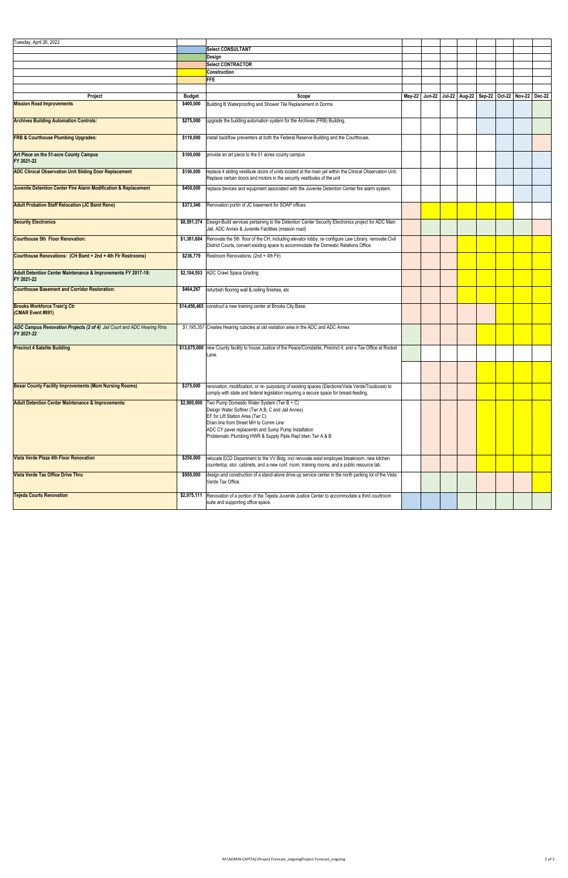Tuesday, April 26, 2022

| | |
|---|---|
| (blue) | Select CONSULTANT |
| (green) | Design |
| (pink) | Select CONTRACTOR |
| (yellow) | Construction |
| (orange) | FFE |

| Project | Budget | Scope | May-22 | Jun-22 | Jul-22 | Aug-22 | Sep-22 | Oct-22 | Nov-22 | Dec-22 |
|---|---|---|---|---|---|---|---|---|---|---|
| **Mission Road Improvements** | $400,000 | Building B Waterproofing and Shower Tile Replacement in Dorms | | | | | | | | |
| **Archives Building Automation Controls:** | $275,000 | upgrade the building automation system for the Archives (FRB) Building. | | | | | | | | |
| **FRB & Courthouse Plumbing Upgrades:** | $119,000 | install backflow preventers at both the Federal Reserve Building and the Courthouse. | | | | | | | | |
| **Art Piece on the 51-acre County Campus FY 2021-22** | $100,000 | provide an art piece to the 51 acres county campus | | | | | | | | |
| **ADC Clinical Observation Unit Sliding Door Replacement** | $150,000 | replace 4 sliding vestibule doors of units located at the main jail within the Clinical Observation Unit. Replace certain doors and motors in the security vestibules of the unit | | | | | | | | |
| **Juvenile Detention Center Fire Alarm Modification & Replacement** | $450,000 | replace devices and equipment associated with the Juvenile Detention Center fire alarm system. | | | | | | | | |
| **Adult Probation Staff Relocation (JC Bsmt Reno)** | $373,346 | Renovation portin of JC basement for SOAP offices | | | | | | | | |
| **Security Electronics** | $8,591,374 | Design-Build services pertaining to the Detention Center Security Electronics project for ADC Main Jail, ADC Annex & Juvenile Facilities (mission road) | | | | | | | | |
| **Courthouse 5th Floor Renovation:** | $1,381,684 | Renovate the 5th floor of the CH, including elevator lobby, re-configure Law Library, renovate Civil District Courts, convert existing space to accommodate the Domestic Relations Office. | | | | | | | | |
| **Courthouse Renovations: (CH Bsmt + 2nd + 4th Flr Restrooms)** | $236,779 | Restroom Renovations: (2nd + 4th Flr) | | | | | | | | |
| **Adult Detention Center Maintenance & Improvements FY 2017-18: FY 2021-22** | $2,184,553 | ADC Crawl Space Grading | | | | | | | | |
| **Courthouse Basement and Corridor Restoration:** | $464,267 | refurbish flooring wall & ceiling finishes, etc | | | | | | | | |
| **Brooks Workforce Train'g Ctr (CMAR Event #891)** | $14,456,465 | construct a new training center at Brooks City Base. | | | | | | | | |
| ***ADC Campus Renovation Projects (2 of 4)** Jail Court and ADC Hearing Rms **FY 2021-22*** | *$1,195,357* | Creates Hearing cubicles at old visitation area in the ADC and ADC Annex | | | | | | | | |
| **Precinct 4 Satelite Building** | $13,675,000 | new County facility to house Justice of the Peace/Constable, Precinct 4, and a Tax Office at Rocket Lane. | | | | | | | | |
| **Bexar County Facility Improvements (Mom Nursing Rooms)** | $375,000 | renovation, modification, or re- purposing of existing spaces (Elections/Vista Verde/Toudouse) to comply with state and federal legislation requiring a secure space for breast-feeding. | | | | | | | | |
| **Adult Detention Center Maintenance & Improvements:** | $2,900,600 | Two Pump Domestic Water System (Twr B + C)<br>Design Water Softner (Twr A,B, C and Jail Annex)<br>EF for Lift Station Area (Twr C)<br>Drain line from Street MH to Comm Line<br>ADC CY paver replacemtn and Sump Pump Installation<br>Problematic Plumbing HWR & Supply Piple Repl btwn Twr A & B | | | | | | | | |
| **Vista Verde Plaza 4th Floor Renovation** | $250,000 | relocate ECD Department to the VV Bldg, incl renovate exist employee breakroom, new kitchen countertop, stor. cabinets, and a new conf. room, training rooms, and a public resource lab. | | | | | | | | |
| **Vista Verde Tax Office Drive Thru** | $950,000 | design and construction of a stand-alone drive-up service center in the north parking lot of the Vista Verde Tax Office. | | | | | | | | |
| **Tejeda Courts Renovation** | $2,975,111 | Renovation of a portion of the Tejeda Juvenile Justice Center to accommodate a third courtroom suite and supporting office space. | | | | | | | | |

M:\ADMIN-CAPITAL\Project Forecast_ongoingProject Forecast_ongoing